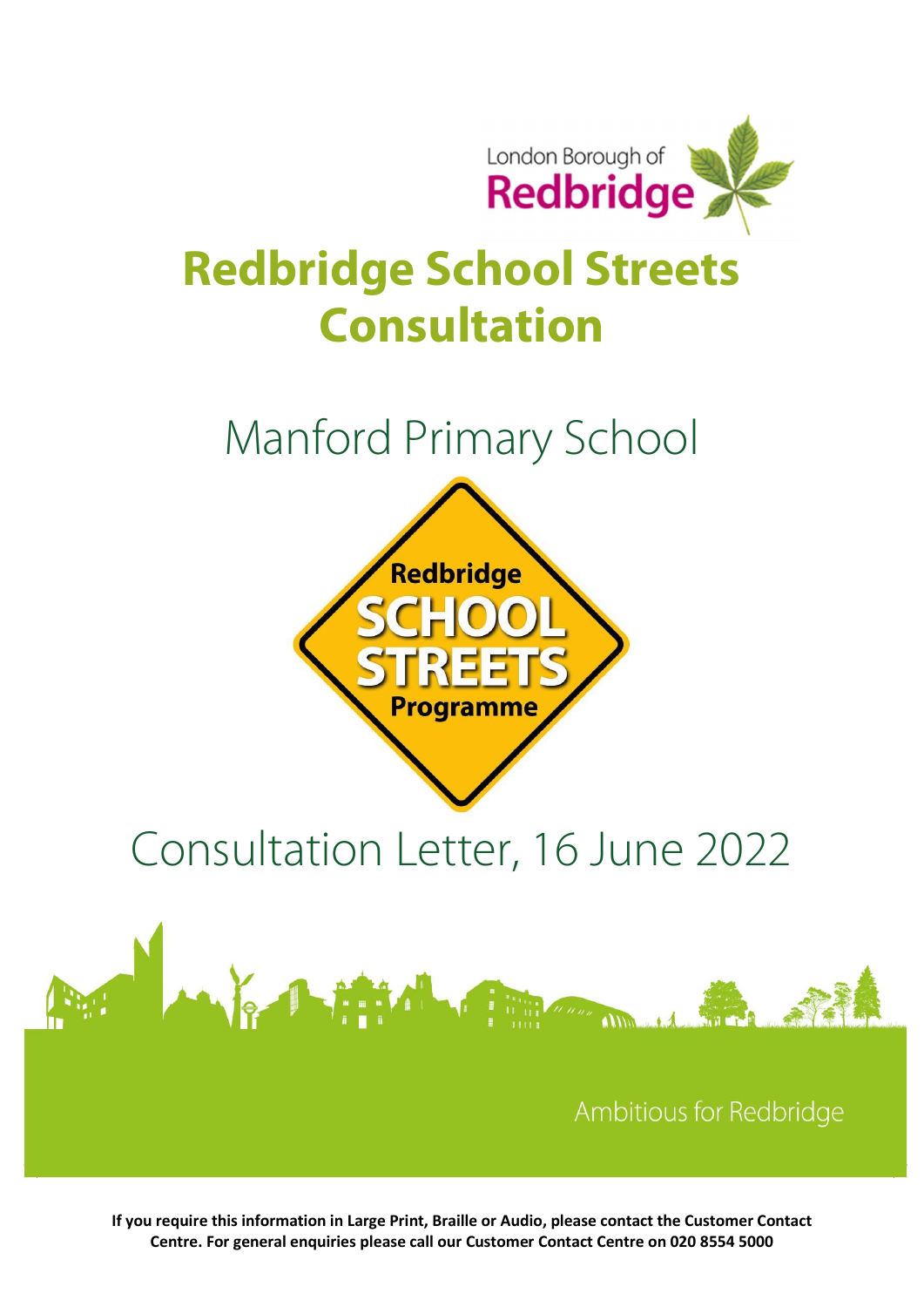London Borough of Redbridge

# Redbridge School Streets Consultation

## Manford Primary School

Redbridge SCHOOL STREETS Programme

## Consultation Letter, 16 June 2022

Ambitious for Redbridge

**If you require this information in Large Print, Braille or Audio, please contact the Customer Contact Centre. For general enquiries please call our Customer Contact Centre on 020 8554 5000**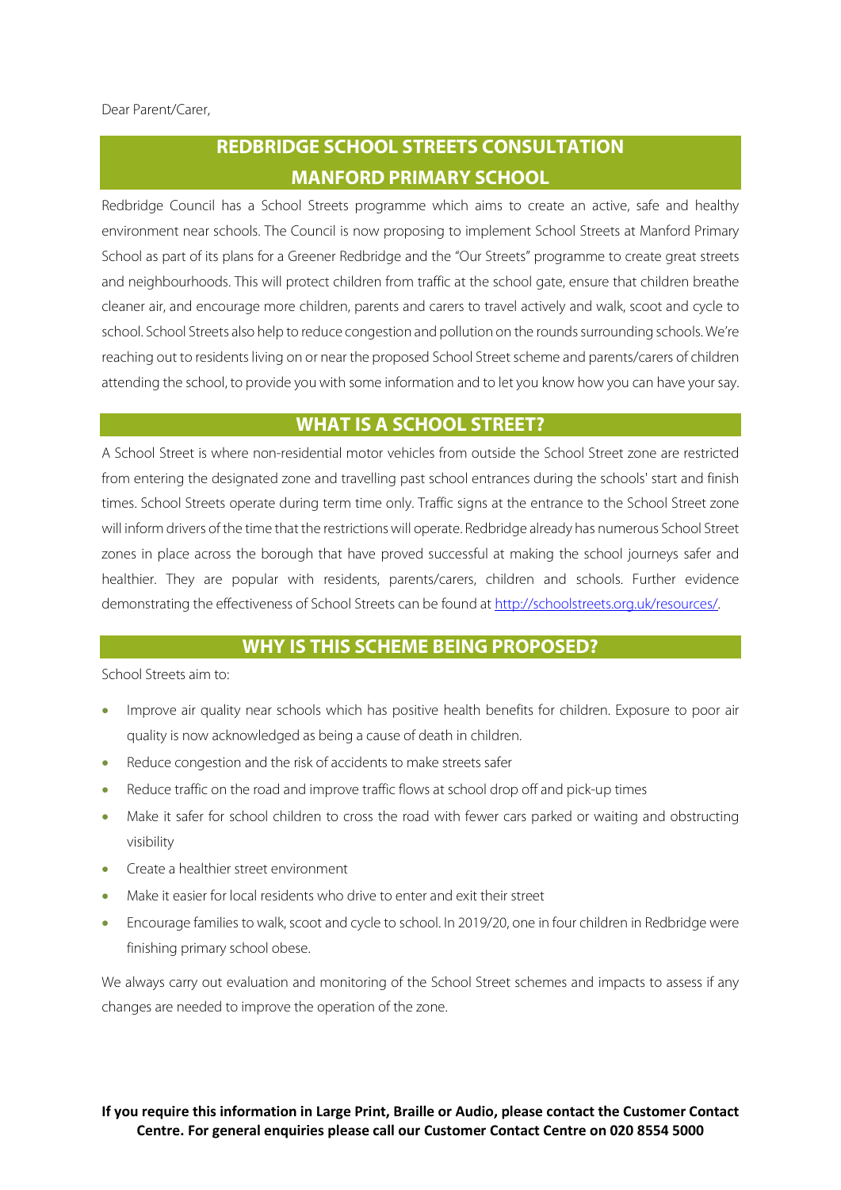Dear Parent/Carer,

# REDBRIDGE SCHOOL STREETS CONSULTATION
# MANFORD PRIMARY SCHOOL

Redbridge Council has a School Streets programme which aims to create an active, safe and healthy environment near schools. The Council is now proposing to implement School Streets at Manford Primary School as part of its plans for a Greener Redbridge and the "Our Streets" programme to create great streets and neighbourhoods. This will protect children from traffic at the school gate, ensure that children breathe cleaner air, and encourage more children, parents and carers to travel actively and walk, scoot and cycle to school. School Streets also help to reduce congestion and pollution on the rounds surrounding schools. We're reaching out to residents living on or near the proposed School Street scheme and parents/carers of children attending the school, to provide you with some information and to let you know how you can have your say.

## WHAT IS A SCHOOL STREET?

A School Street is where non-residential motor vehicles from outside the School Street zone are restricted from entering the designated zone and travelling past school entrances during the schools' start and finish times. School Streets operate during term time only. Traffic signs at the entrance to the School Street zone will inform drivers of the time that the restrictions will operate. Redbridge already has numerous School Street zones in place across the borough that have proved successful at making the school journeys safer and healthier. They are popular with residents, parents/carers, children and schools. Further evidence demonstrating the effectiveness of School Streets can be found at http://schoolstreets.org.uk/resources/.

## WHY IS THIS SCHEME BEING PROPOSED?

School Streets aim to:

- Improve air quality near schools which has positive health benefits for children. Exposure to poor air quality is now acknowledged as being a cause of death in children.
- Reduce congestion and the risk of accidents to make streets safer
- Reduce traffic on the road and improve traffic flows at school drop off and pick-up times
- Make it safer for school children to cross the road with fewer cars parked or waiting and obstructing visibility
- Create a healthier street environment
- Make it easier for local residents who drive to enter and exit their street
- Encourage families to walk, scoot and cycle to school. In 2019/20, one in four children in Redbridge were finishing primary school obese.

We always carry out evaluation and monitoring of the School Street schemes and impacts to assess if any changes are needed to improve the operation of the zone.

**If you require this information in Large Print, Braille or Audio, please contact the Customer Contact Centre. For general enquiries please call our Customer Contact Centre on 020 8554 5000**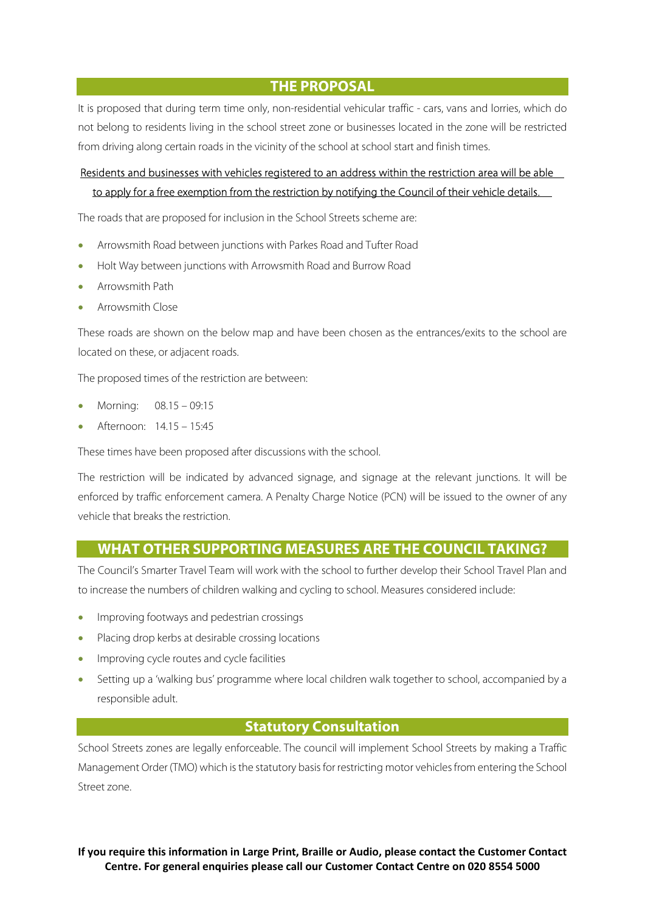## THE PROPOSAL

It is proposed that during term time only, non-residential vehicular traffic - cars, vans and lorries, which do not belong to residents living in the school street zone or businesses located in the zone will be restricted from driving along certain roads in the vicinity of the school at school start and finish times.

Residents and businesses with vehicles registered to an address within the restriction area will be able to apply for a free exemption from the restriction by notifying the Council of their vehicle details.

The roads that are proposed for inclusion in the School Streets scheme are:

- Arrowsmith Road between junctions with Parkes Road and Tufter Road
- Holt Way between junctions with Arrowsmith Road and Burrow Road
- Arrowsmith Path
- Arrowsmith Close

These roads are shown on the below map and have been chosen as the entrances/exits to the school are located on these, or adjacent roads.

The proposed times of the restriction are between:

- Morning: 08.15 – 09:15
- Afternoon: 14.15 – 15:45

These times have been proposed after discussions with the school.

The restriction will be indicated by advanced signage, and signage at the relevant junctions. It will be enforced by traffic enforcement camera. A Penalty Charge Notice (PCN) will be issued to the owner of any vehicle that breaks the restriction.

## WHAT OTHER SUPPORTING MEASURES ARE THE COUNCIL TAKING?

The Council's Smarter Travel Team will work with the school to further develop their School Travel Plan and to increase the numbers of children walking and cycling to school. Measures considered include:

- Improving footways and pedestrian crossings
- Placing drop kerbs at desirable crossing locations
- Improving cycle routes and cycle facilities
- Setting up a 'walking bus' programme where local children walk together to school, accompanied by a responsible adult.

## Statutory Consultation

School Streets zones are legally enforceable. The council will implement School Streets by making a Traffic Management Order (TMO) which is the statutory basis for restricting motor vehicles from entering the School Street zone.

**If you require this information in Large Print, Braille or Audio, please contact the Customer Contact Centre. For general enquiries please call our Customer Contact Centre on 020 8554 5000**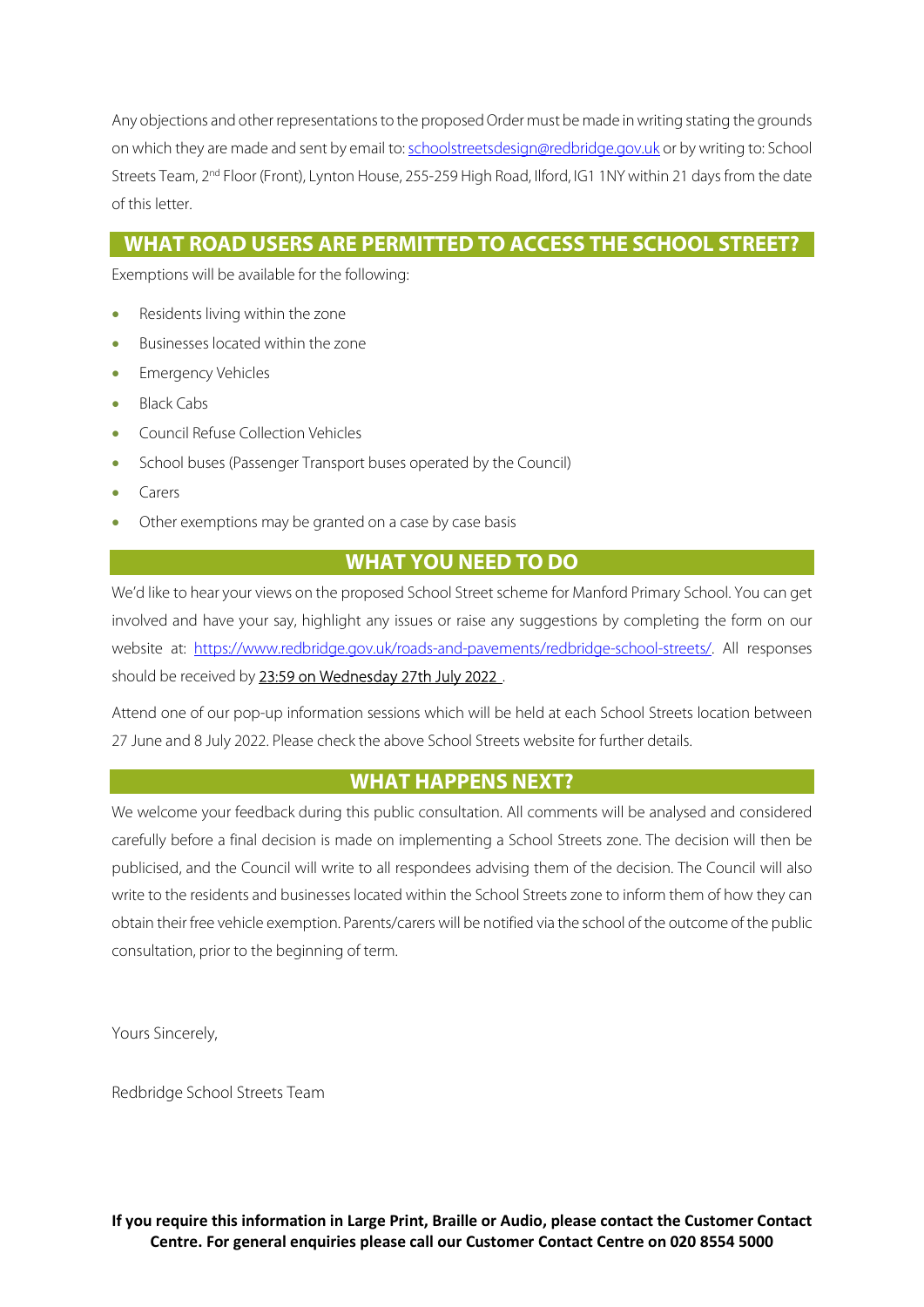Any objections and other representations to the proposed Order must be made in writing stating the grounds on which they are made and sent by email to: schoolstreetsdesign@redbridge.gov.uk or by writing to: School Streets Team, 2nd Floor (Front), Lynton House, 255-259 High Road, Ilford, IG1 1NY within 21 days from the date of this letter.

## WHAT ROAD USERS ARE PERMITTED TO ACCESS THE SCHOOL STREET?

Exemptions will be available for the following:

- Residents living within the zone
- Businesses located within the zone
- Emergency Vehicles
- Black Cabs
- Council Refuse Collection Vehicles
- School buses (Passenger Transport buses operated by the Council)
- Carers
- Other exemptions may be granted on a case by case basis

## WHAT YOU NEED TO DO

We'd like to hear your views on the proposed School Street scheme for Manford Primary School. You can get involved and have your say, highlight any issues or raise any suggestions by completing the form on our website at: https://www.redbridge.gov.uk/roads-and-pavements/redbridge-school-streets/. All responses should be received by 23:59 on Wednesday 27th July 2022 .

Attend one of our pop-up information sessions which will be held at each School Streets location between 27 June and 8 July 2022. Please check the above School Streets website for further details.

## WHAT HAPPENS NEXT?

We welcome your feedback during this public consultation. All comments will be analysed and considered carefully before a final decision is made on implementing a School Streets zone. The decision will then be publicised, and the Council will write to all respondees advising them of the decision. The Council will also write to the residents and businesses located within the School Streets zone to inform them of how they can obtain their free vehicle exemption. Parents/carers will be notified via the school of the outcome of the public consultation, prior to the beginning of term.

Yours Sincerely,

Redbridge School Streets Team

**If you require this information in Large Print, Braille or Audio, please contact the Customer Contact Centre. For general enquiries please call our Customer Contact Centre on 020 8554 5000**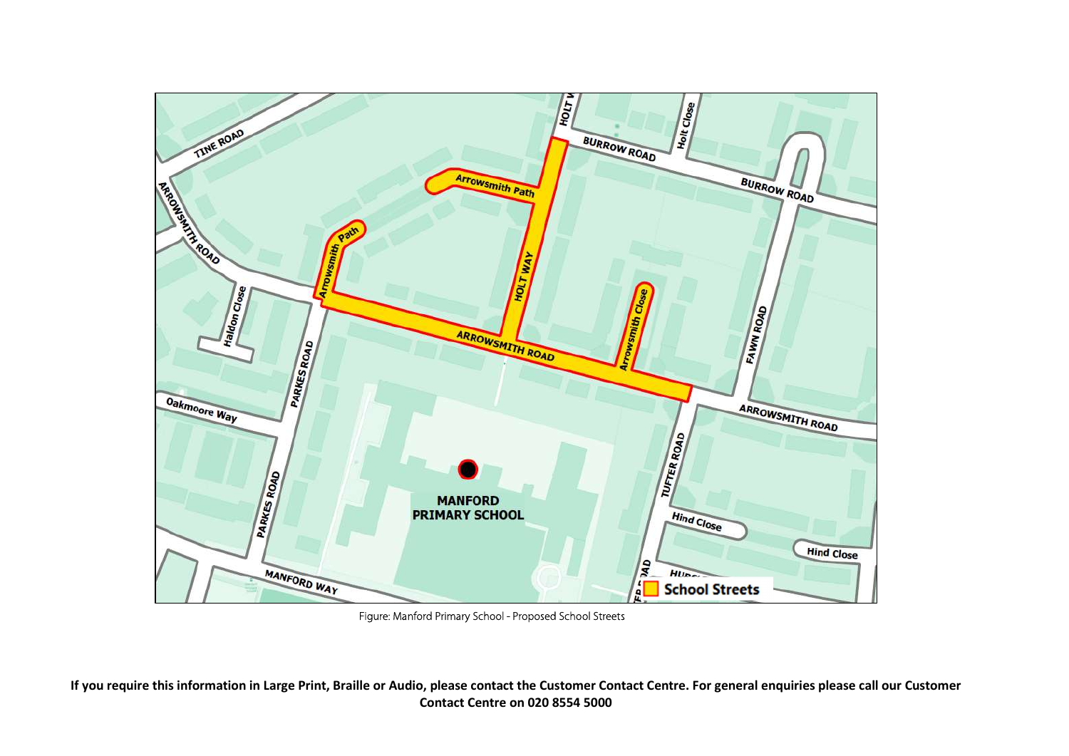Figure: Manford Primary School - Proposed School Streets

**If you require this information in Large Print, Braille or Audio, please contact the Customer Contact Centre. For general enquiries please call our Customer Contact Centre on 020 8554 5000**